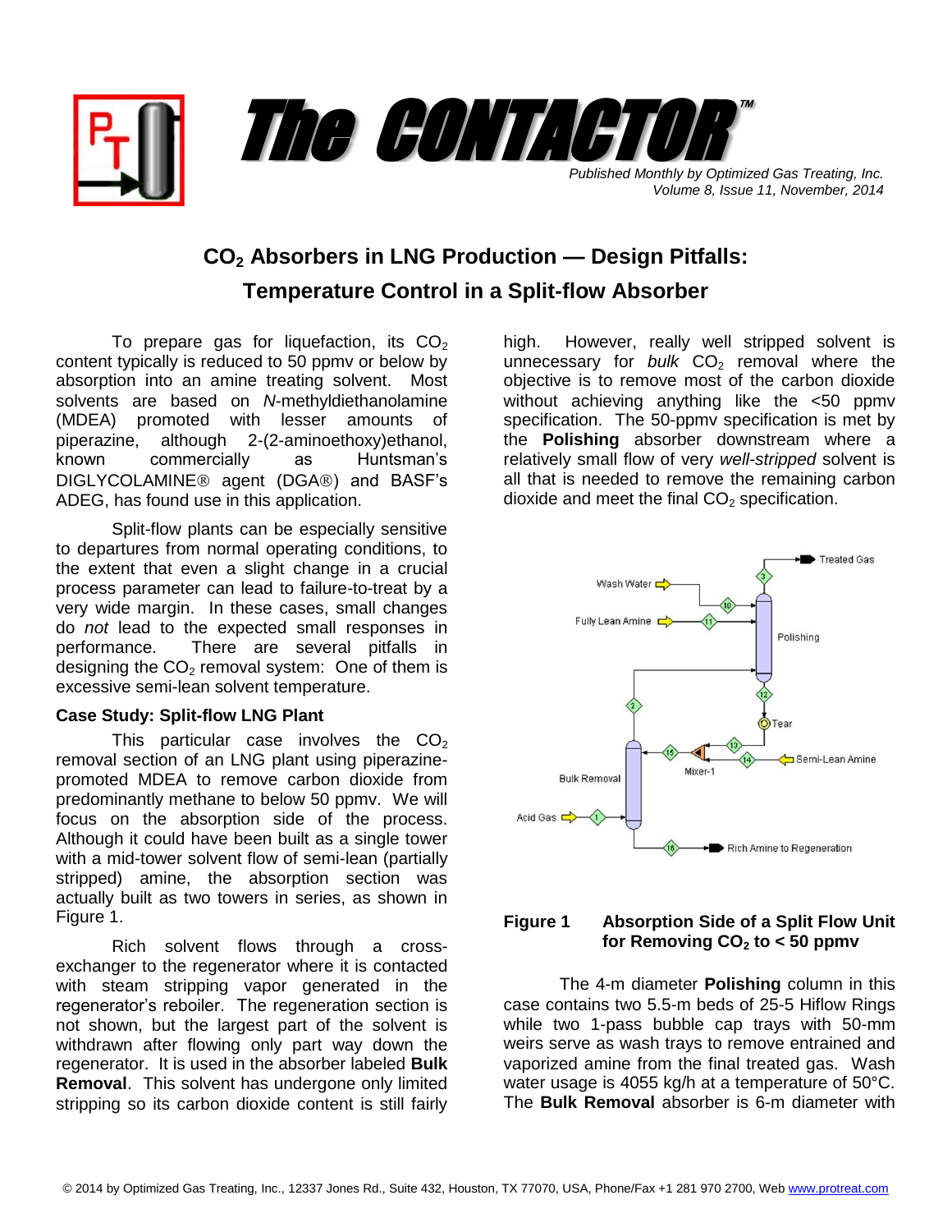# The CONTACTOR™

*Published Monthly by Optimized Gas Treating, Inc.*
*Volume 8, Issue 11, November, 2014*

## $CO_2$ Absorbers in LNG Production — Design Pitfalls: Temperature Control in a Split-flow Absorber

To prepare gas for liquefaction, its $CO_2$ content typically is reduced to 50 ppmv or below by absorption into an amine treating solvent. Most solvents are based on *N*-methyldiethanolamine (MDEA) promoted with lesser amounts of piperazine, although 2-(2-aminoethoxy)ethanol, known commercially as Huntsman's DIGLYCOLAMINE® agent (DGA®) and BASF's ADEG, has found use in this application.

Split-flow plants can be especially sensitive to departures from normal operating conditions, to the extent that even a slight change in a crucial process parameter can lead to failure-to-treat by a very wide margin. In these cases, small changes do *not* lead to the expected small responses in performance. There are several pitfalls in designing the $CO_2$ removal system: One of them is excessive semi-lean solvent temperature.

### Case Study: Split-flow LNG Plant

This particular case involves the $CO_2$ removal section of an LNG plant using piperazine-promoted MDEA to remove carbon dioxide from predominantly methane to below 50 ppmv. We will focus on the absorption side of the process. Although it could have been built as a single tower with a mid-tower solvent flow of semi-lean (partially stripped) amine, the absorption section was actually built as two towers in series, as shown in Figure 1.

Rich solvent flows through a cross-exchanger to the regenerator where it is contacted with steam stripping vapor generated in the regenerator's reboiler. The regeneration section is not shown, but the largest part of the solvent is withdrawn after flowing only part way down the regenerator. It is used in the absorber labeled **Bulk Removal**. This solvent has undergone only limited stripping so its carbon dioxide content is still fairly high. However, really well stripped solvent is unnecessary for *bulk* $CO_2$ removal where the objective is to remove most of the carbon dioxide without achieving anything like the <50 ppmv specification. The 50-ppmv specification is met by the **Polishing** absorber downstream where a relatively small flow of very *well-stripped* solvent is all that is needed to remove the remaining carbon dioxide and meet the final $CO_2$ specification.

**Figure 1 Absorption Side of a Split Flow Unit for Removing $CO_2$ to < 50 ppmv**

The 4-m diameter **Polishing** column in this case contains two 5.5-m beds of 25-5 Hiflow Rings while two 1-pass bubble cap trays with 50-mm weirs serve as wash trays to remove entrained and vaporized amine from the final treated gas. Wash water usage is 4055 kg/h at a temperature of 50°C. The **Bulk Removal** absorber is 6-m diameter with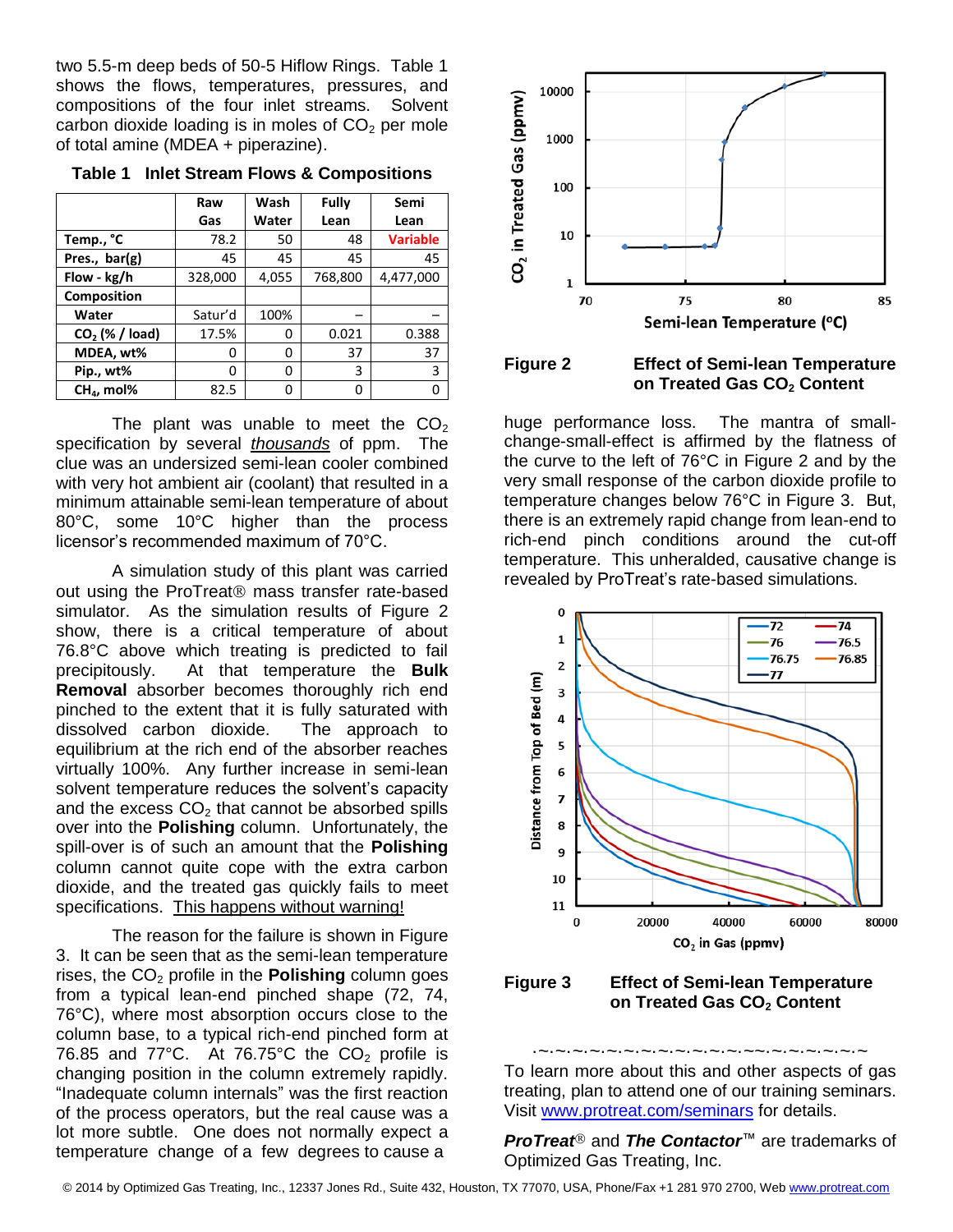two 5.5-m deep beds of 50-5 Hiflow Rings. Table 1 shows the flows, temperatures, pressures, and compositions of the four inlet streams. Solvent carbon dioxide loading is in moles of $CO_2$ per mole of total amine (MDEA + piperazine).

**Table 1 Inlet Stream Flows & Compositions**

| | Raw Gas | Wash Water | Fully Lean | Semi Lean |
|---|---|---|---|---|
| **Temp., °C** | 78.2 | 50 | 48 | Variable |
| **Pres., bar(g)** | 45 | 45 | 45 | 45 |
| **Flow - kg/h** | 328,000 | 4,055 | 768,800 | 4,477,000 |
| **Composition** | | | | |
| **Water** | Satur'd | 100% | – | – |
| **$CO_2$ (% / load)** | 17.5% | 0 | 0.021 | 0.388 |
| **MDEA, wt%** | 0 | 0 | 37 | 37 |
| **Pip., wt%** | 0 | 0 | 3 | 3 |
| **$CH_4$, mol%** | 82.5 | 0 | 0 | 0 |

The plant was unable to meet the $CO_2$ specification by several *thousands* of ppm. The clue was an undersized semi-lean cooler combined with very hot ambient air (coolant) that resulted in a minimum attainable semi-lean temperature of about 80°C, some 10°C higher than the process licensor's recommended maximum of 70°C.

A simulation study of this plant was carried out using the ProTreat® mass transfer rate-based simulator. As the simulation results of Figure 2 show, there is a critical temperature of about 76.8°C above which treating is predicted to fail precipitously. At that temperature the **Bulk Removal** absorber becomes thoroughly rich end pinched to the extent that it is fully saturated with dissolved carbon dioxide. The approach to equilibrium at the rich end of the absorber reaches virtually 100%. Any further increase in semi-lean solvent temperature reduces the solvent's capacity and the excess $CO_2$ that cannot be absorbed spills over into the **Polishing** column. Unfortunately, the spill-over is of such an amount that the **Polishing** column cannot quite cope with the extra carbon dioxide, and the treated gas quickly fails to meet specifications. This happens without warning!

The reason for the failure is shown in Figure 3. It can be seen that as the semi-lean temperature rises, the $CO_2$ profile in the **Polishing** column goes from a typical lean-end pinched shape (72, 74, 76°C), where most absorption occurs close to the column base, to a typical rich-end pinched form at 76.85 and 77°C. At 76.75°C the $CO_2$ profile is changing position in the column extremely rapidly. "Inadequate column internals" was the first reaction of the process operators, but the real cause was a lot more subtle. One does not normally expect a temperature change of a few degrees to cause a huge performance loss. The mantra of small-change-small-effect is affirmed by the flatness of the curve to the left of 76°C in Figure 2 and by the very small response of the carbon dioxide profile to temperature changes below 76°C in Figure 3. But, there is an extremely rapid change from lean-end to rich-end pinch conditions around the cut-off temperature. This unheralded, causative change is revealed by ProTreat's rate-based simulations.

$CO_2$ in Treated Gas (ppmv)
10000
1000
100
10
1
70
75
80
85
Semi-lean Temperature (°C)

**Figure 2 Effect of Semi-lean Temperature on Treated Gas $CO_2$ Content**

Distance from Top of Bed (m)
0
1
2
3
4
5
6
7
8
9
10
11
0
20000
40000
60000
80000
$CO_2$ in Gas (ppmv)
72
74
76
76.5
76.75
76.85
77

**Figure 3 Effect of Semi-lean Temperature on Treated Gas $CO_2$ Content**

To learn more about this and other aspects of gas treating, plan to attend one of our training seminars. Visit www.protreat.com/seminars for details.

***ProTreat***® and ***The Contactor***™ are trademarks of Optimized Gas Treating, Inc.

© 2014 by Optimized Gas Treating, Inc., 12337 Jones Rd., Suite 432, Houston, TX 77070, USA, Phone/Fax +1 281 970 2700, Web www.protreat.com